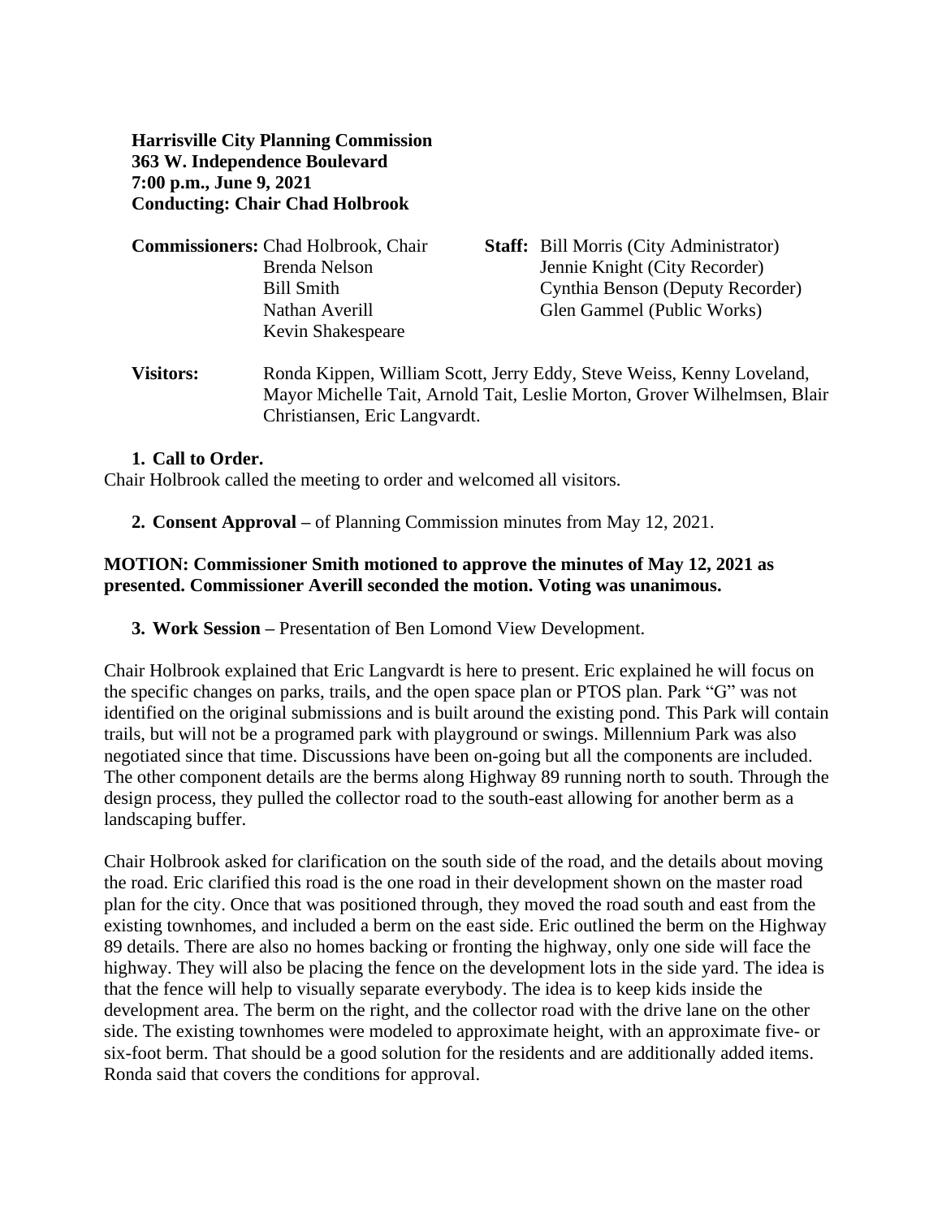**Harrisville City Planning Commission**
**363 W. Independence Boulevard**
**7:00 p.m., June 9, 2021**
**Conducting: Chair Chad Holbrook**

**Commissioners:** Chad Holbrook, Chair
Brenda Nelson
Bill Smith
Nathan Averill
Kevin Shakespeare

**Staff:** Bill Morris (City Administrator)
Jennie Knight (City Recorder)
Cynthia Benson (Deputy Recorder)
Glen Gammel (Public Works)

**Visitors:** Ronda Kippen, William Scott, Jerry Eddy, Steve Weiss, Kenny Loveland, Mayor Michelle Tait, Arnold Tait, Leslie Morton, Grover Wilhelmsen, Blair Christiansen, Eric Langvardt.

1. **Call to Order.**

Chair Holbrook called the meeting to order and welcomed all visitors.

2. **Consent Approval –** of Planning Commission minutes from May 12, 2021.

**MOTION: Commissioner Smith motioned to approve the minutes of May 12, 2021 as presented. Commissioner Averill seconded the motion. Voting was unanimous.**

3. **Work Session –** Presentation of Ben Lomond View Development.

Chair Holbrook explained that Eric Langvardt is here to present. Eric explained he will focus on the specific changes on parks, trails, and the open space plan or PTOS plan. Park "G" was not identified on the original submissions and is built around the existing pond. This Park will contain trails, but will not be a programed park with playground or swings. Millennium Park was also negotiated since that time. Discussions have been on-going but all the components are included. The other component details are the berms along Highway 89 running north to south. Through the design process, they pulled the collector road to the south-east allowing for another berm as a landscaping buffer.

Chair Holbrook asked for clarification on the south side of the road, and the details about moving the road. Eric clarified this road is the one road in their development shown on the master road plan for the city. Once that was positioned through, they moved the road south and east from the existing townhomes, and included a berm on the east side. Eric outlined the berm on the Highway 89 details. There are also no homes backing or fronting the highway, only one side will face the highway. They will also be placing the fence on the development lots in the side yard. The idea is that the fence will help to visually separate everybody. The idea is to keep kids inside the development area. The berm on the right, and the collector road with the drive lane on the other side. The existing townhomes were modeled to approximate height, with an approximate five- or six-foot berm. That should be a good solution for the residents and are additionally added items. Ronda said that covers the conditions for approval.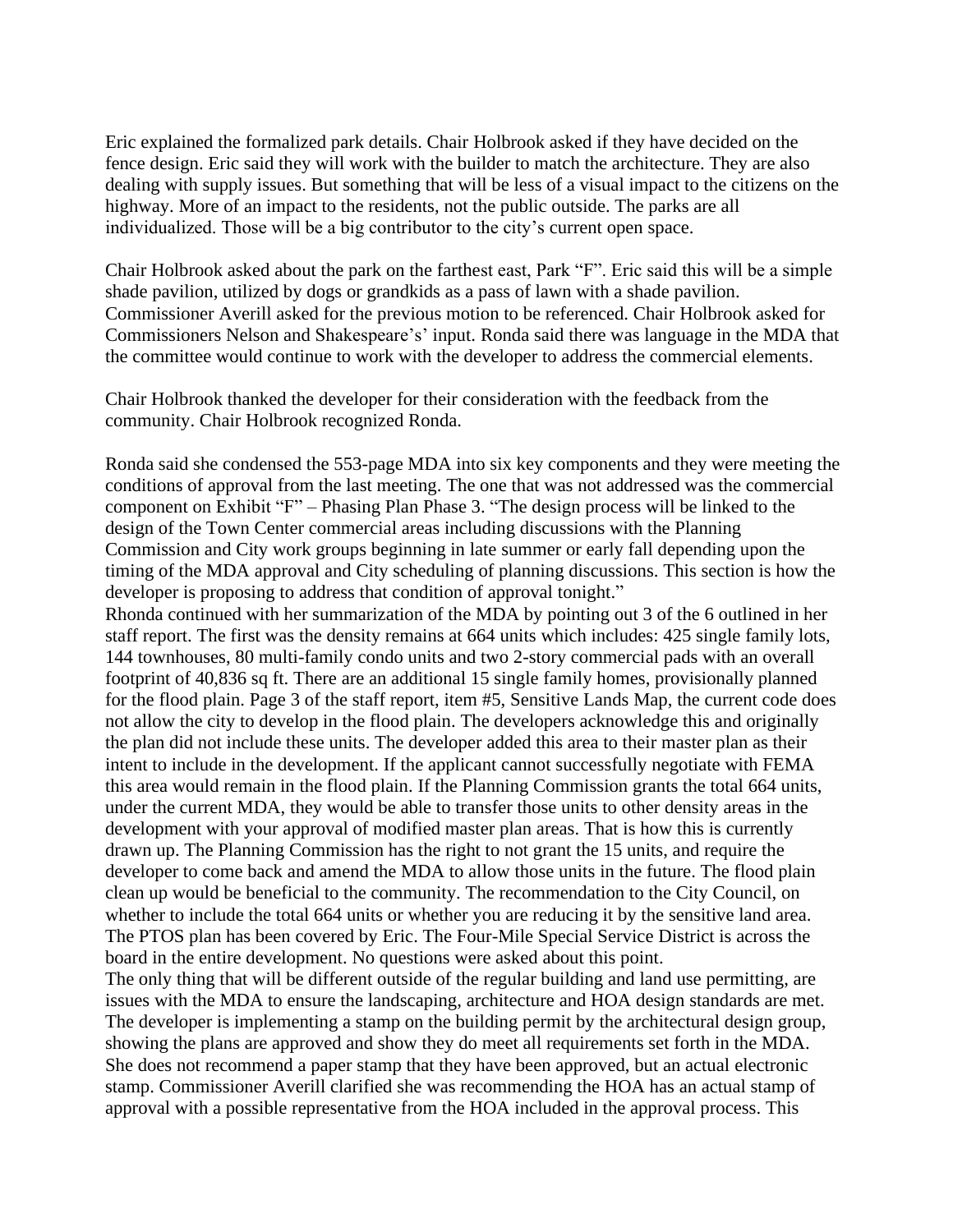Eric explained the formalized park details. Chair Holbrook asked if they have decided on the fence design. Eric said they will work with the builder to match the architecture. They are also dealing with supply issues. But something that will be less of a visual impact to the citizens on the highway. More of an impact to the residents, not the public outside. The parks are all individualized. Those will be a big contributor to the city's current open space.

Chair Holbrook asked about the park on the farthest east, Park "F". Eric said this will be a simple shade pavilion, utilized by dogs or grandkids as a pass of lawn with a shade pavilion. Commissioner Averill asked for the previous motion to be referenced. Chair Holbrook asked for Commissioners Nelson and Shakespeare's' input. Ronda said there was language in the MDA that the committee would continue to work with the developer to address the commercial elements.

Chair Holbrook thanked the developer for their consideration with the feedback from the community. Chair Holbrook recognized Ronda.

Ronda said she condensed the 553-page MDA into six key components and they were meeting the conditions of approval from the last meeting. The one that was not addressed was the commercial component on Exhibit "F" – Phasing Plan Phase 3. "The design process will be linked to the design of the Town Center commercial areas including discussions with the Planning Commission and City work groups beginning in late summer or early fall depending upon the timing of the MDA approval and City scheduling of planning discussions. This section is how the developer is proposing to address that condition of approval tonight."
Rhonda continued with her summarization of the MDA by pointing out 3 of the 6 outlined in her staff report. The first was the density remains at 664 units which includes: 425 single family lots, 144 townhouses, 80 multi-family condo units and two 2-story commercial pads with an overall footprint of 40,836 sq ft. There are an additional 15 single family homes, provisionally planned for the flood plain. Page 3 of the staff report, item #5, Sensitive Lands Map, the current code does not allow the city to develop in the flood plain. The developers acknowledge this and originally the plan did not include these units. The developer added this area to their master plan as their intent to include in the development. If the applicant cannot successfully negotiate with FEMA this area would remain in the flood plain. If the Planning Commission grants the total 664 units, under the current MDA, they would be able to transfer those units to other density areas in the development with your approval of modified master plan areas. That is how this is currently drawn up. The Planning Commission has the right to not grant the 15 units, and require the developer to come back and amend the MDA to allow those units in the future. The flood plain clean up would be beneficial to the community. The recommendation to the City Council, on whether to include the total 664 units or whether you are reducing it by the sensitive land area. The PTOS plan has been covered by Eric. The Four-Mile Special Service District is across the board in the entire development. No questions were asked about this point.
The only thing that will be different outside of the regular building and land use permitting, are issues with the MDA to ensure the landscaping, architecture and HOA design standards are met. The developer is implementing a stamp on the building permit by the architectural design group, showing the plans are approved and show they do meet all requirements set forth in the MDA. She does not recommend a paper stamp that they have been approved, but an actual electronic stamp. Commissioner Averill clarified she was recommending the HOA has an actual stamp of approval with a possible representative from the HOA included in the approval process. This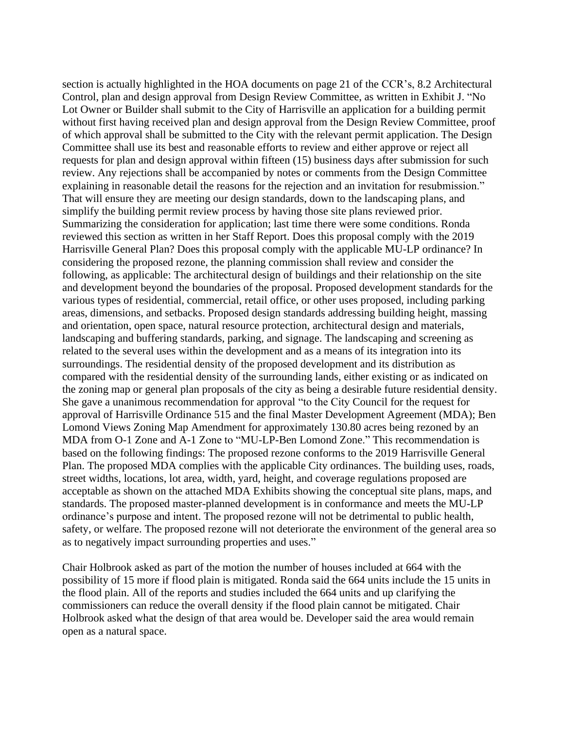section is actually highlighted in the HOA documents on page 21 of the CCR's, 8.2 Architectural Control, plan and design approval from Design Review Committee, as written in Exhibit J. "No Lot Owner or Builder shall submit to the City of Harrisville an application for a building permit without first having received plan and design approval from the Design Review Committee, proof of which approval shall be submitted to the City with the relevant permit application. The Design Committee shall use its best and reasonable efforts to review and either approve or reject all requests for plan and design approval within fifteen (15) business days after submission for such review. Any rejections shall be accompanied by notes or comments from the Design Committee explaining in reasonable detail the reasons for the rejection and an invitation for resubmission." That will ensure they are meeting our design standards, down to the landscaping plans, and simplify the building permit review process by having those site plans reviewed prior. Summarizing the consideration for application; last time there were some conditions. Ronda reviewed this section as written in her Staff Report. Does this proposal comply with the 2019 Harrisville General Plan? Does this proposal comply with the applicable MU-LP ordinance? In considering the proposed rezone, the planning commission shall review and consider the following, as applicable: The architectural design of buildings and their relationship on the site and development beyond the boundaries of the proposal. Proposed development standards for the various types of residential, commercial, retail office, or other uses proposed, including parking areas, dimensions, and setbacks. Proposed design standards addressing building height, massing and orientation, open space, natural resource protection, architectural design and materials, landscaping and buffering standards, parking, and signage. The landscaping and screening as related to the several uses within the development and as a means of its integration into its surroundings. The residential density of the proposed development and its distribution as compared with the residential density of the surrounding lands, either existing or as indicated on the zoning map or general plan proposals of the city as being a desirable future residential density. She gave a unanimous recommendation for approval "to the City Council for the request for approval of Harrisville Ordinance 515 and the final Master Development Agreement (MDA); Ben Lomond Views Zoning Map Amendment for approximately 130.80 acres being rezoned by an MDA from O-1 Zone and A-1 Zone to "MU-LP-Ben Lomond Zone." This recommendation is based on the following findings: The proposed rezone conforms to the 2019 Harrisville General Plan. The proposed MDA complies with the applicable City ordinances. The building uses, roads, street widths, locations, lot area, width, yard, height, and coverage regulations proposed are acceptable as shown on the attached MDA Exhibits showing the conceptual site plans, maps, and standards. The proposed master-planned development is in conformance and meets the MU-LP ordinance's purpose and intent. The proposed rezone will not be detrimental to public health, safety, or welfare. The proposed rezone will not deteriorate the environment of the general area so as to negatively impact surrounding properties and uses."

Chair Holbrook asked as part of the motion the number of houses included at 664 with the possibility of 15 more if flood plain is mitigated. Ronda said the 664 units include the 15 units in the flood plain. All of the reports and studies included the 664 units and up clarifying the commissioners can reduce the overall density if the flood plain cannot be mitigated. Chair Holbrook asked what the design of that area would be. Developer said the area would remain open as a natural space.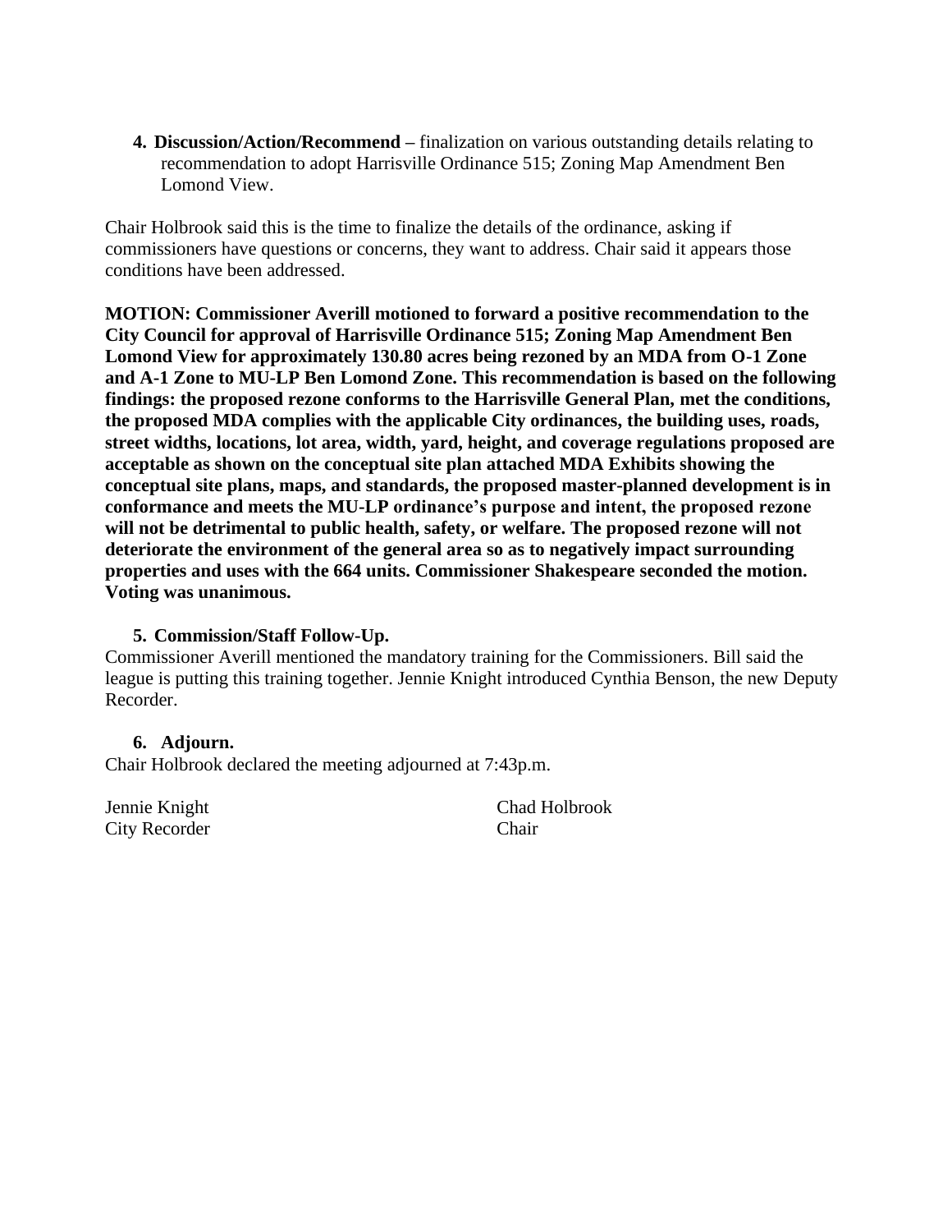4. **Discussion/Action/Recommend –** finalization on various outstanding details relating to recommendation to adopt Harrisville Ordinance 515; Zoning Map Amendment Ben Lomond View.

Chair Holbrook said this is the time to finalize the details of the ordinance, asking if commissioners have questions or concerns, they want to address. Chair said it appears those conditions have been addressed.

**MOTION: Commissioner Averill motioned to forward a positive recommendation to the City Council for approval of Harrisville Ordinance 515; Zoning Map Amendment Ben Lomond View for approximately 130.80 acres being rezoned by an MDA from O-1 Zone and A-1 Zone to MU-LP Ben Lomond Zone. This recommendation is based on the following findings: the proposed rezone conforms to the Harrisville General Plan, met the conditions, the proposed MDA complies with the applicable City ordinances, the building uses, roads, street widths, locations, lot area, width, yard, height, and coverage regulations proposed are acceptable as shown on the conceptual site plan attached MDA Exhibits showing the conceptual site plans, maps, and standards, the proposed master-planned development is in conformance and meets the MU-LP ordinance's purpose and intent, the proposed rezone will not be detrimental to public health, safety, or welfare. The proposed rezone will not deteriorate the environment of the general area so as to negatively impact surrounding properties and uses with the 664 units. Commissioner Shakespeare seconded the motion. Voting was unanimous.**

5. **Commission/Staff Follow-Up.**

Commissioner Averill mentioned the mandatory training for the Commissioners. Bill said the league is putting this training together. Jennie Knight introduced Cynthia Benson, the new Deputy Recorder.

6. **Adjourn.**

Chair Holbrook declared the meeting adjourned at 7:43p.m.

Jennie Knight
City Recorder

Chad Holbrook
Chair